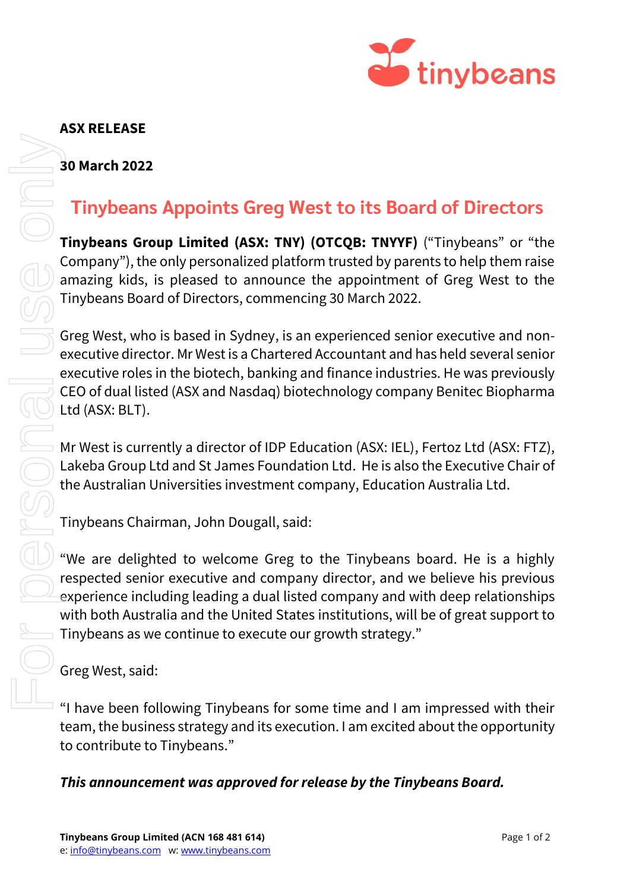**ASX RELEASE**

**30 March 2022**

# Tinybeans Appoints Greg West to its Board of Directors

**Tinybeans Group Limited (ASX: TNY) (OTCQB: TNYYF)** ("Tinybeans" or "the Company"), the only personalized platform trusted by parents to help them raise amazing kids, is pleased to announce the appointment of Greg West to the Tinybeans Board of Directors, commencing 30 March 2022.

Greg West, who is based in Sydney, is an experienced senior executive and non-executive director. Mr West is a Chartered Accountant and has held several senior executive roles in the biotech, banking and finance industries. He was previously CEO of dual listed (ASX and Nasdaq) biotechnology company Benitec Biopharma Ltd (ASX: BLT).

Mr West is currently a director of IDP Education (ASX: IEL), Fertoz Ltd (ASX: FTZ), Lakeba Group Ltd and St James Foundation Ltd. He is also the Executive Chair of the Australian Universities investment company, Education Australia Ltd.

Tinybeans Chairman, John Dougall, said:

"We are delighted to welcome Greg to the Tinybeans board. He is a highly respected senior executive and company director, and we believe his previous experience including leading a dual listed company and with deep relationships with both Australia and the United States institutions, will be of great support to Tinybeans as we continue to execute our growth strategy."

Greg West, said:

"I have been following Tinybeans for some time and I am impressed with their team, the business strategy and its execution. I am excited about the opportunity to contribute to Tinybeans."

***This announcement was approved for release by the Tinybeans Board.***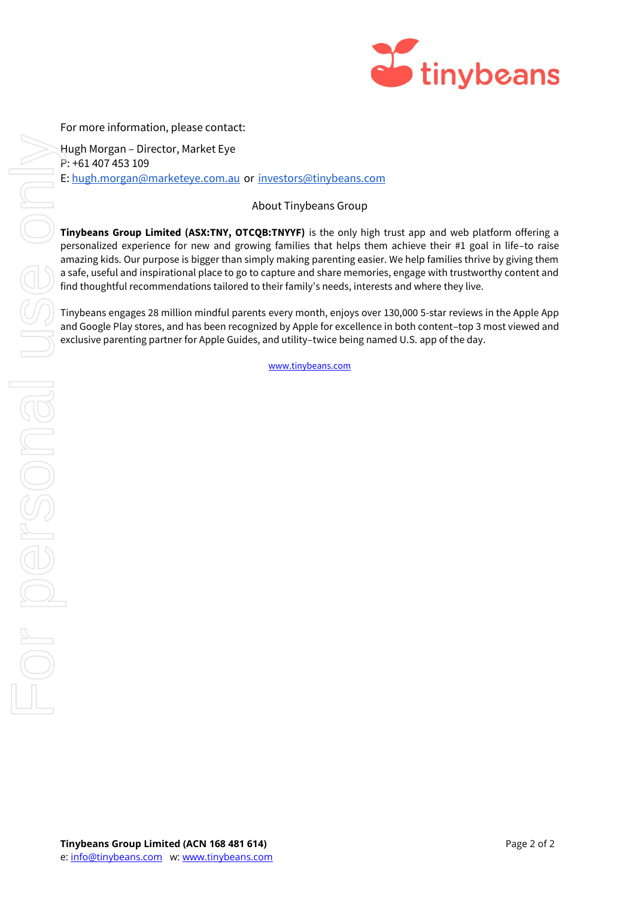For more information, please contact:

Hugh Morgan – Director, Market Eye
P: +61 407 453 109
E: hugh.morgan@marketeye.com.au or investors@tinybeans.com

## About Tinybeans Group

**Tinybeans Group Limited (ASX:TNY, OTCQB:TNYYF)** is the only high trust app and web platform offering a personalized experience for new and growing families that helps them achieve their #1 goal in life–to raise amazing kids. Our purpose is bigger than simply making parenting easier. We help families thrive by giving them a safe, useful and inspirational place to go to capture and share memories, engage with trustworthy content and find thoughtful recommendations tailored to their family's needs, interests and where they live.

Tinybeans engages 28 million mindful parents every month, enjoys over 130,000 5-star reviews in the Apple App and Google Play stores, and has been recognized by Apple for excellence in both content–top 3 most viewed and exclusive parenting partner for Apple Guides, and utility–twice being named U.S. app of the day.

www.tinybeans.com

**Tinybeans Group Limited (ACN 168 481 614)**
e: info@tinybeans.com w: www.tinybeans.com